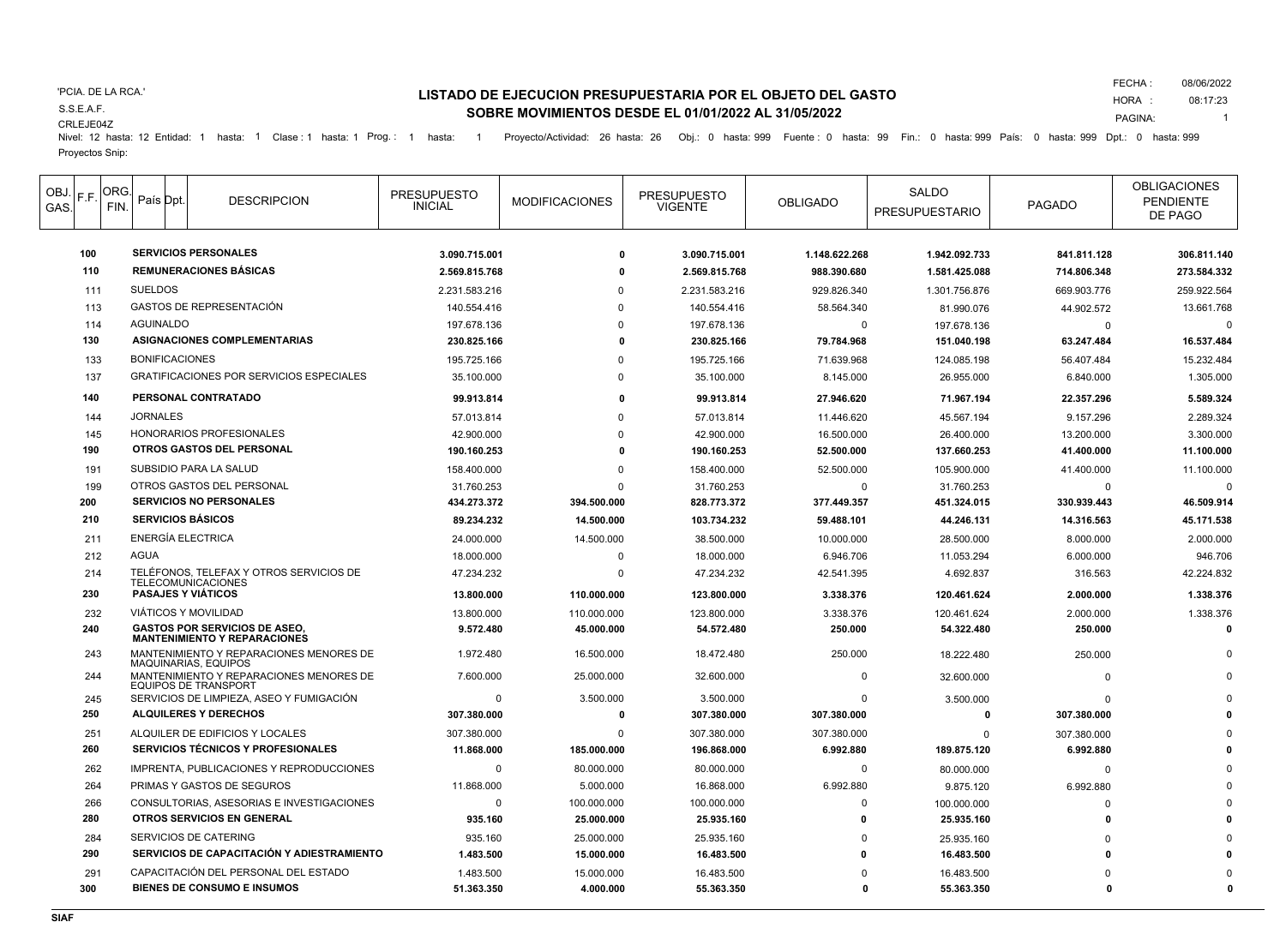'PCIA. DE LA RCA.'

S.S.E.A.F.

CRLEJE04Z

# LISTADO DE EJECUCION PRESUPUESTARIA POR EL OBJETO DEL GASTO
## SOBRE MOVIMIENTOS DESDE EL 01/01/2022 AL 31/05/2022

FECHA : 08/06/2022
HORA : 08:17:23
PAGINA: 1

Nivel: 12 hasta: 12 Entidad: 1 hasta: 1 Clase : 1 hasta: 1 Prog. : 1 hasta: 1 Proyecto/Actividad: 26 hasta: 26 Obj.: 0 hasta: 999 Fuente : 0 hasta: 99 Fin.: 0 hasta: 999 País: 0 hasta: 999 Dpt.: 0 hasta: 999

Proyectos Snip:

| OBJ. GAS. | F.F. | ORG. FIN. | País | Dpt. | DESCRIPCION | PRESUPUESTO INICIAL | MODIFICACIONES | PRESUPUESTO VIGENTE | OBLIGADO | SALDO PRESUPUESTARIO | PAGADO | OBLIGACIONES PENDIENTE DE PAGO |
|---|---|---|---|---|---|---|---|---|---|---|---|---|
| **100** | | | | | **SERVICIOS PERSONALES** | **3.090.715.001** | **0** | **3.090.715.001** | **1.148.622.268** | **1.942.092.733** | **841.811.128** | **306.811.140** |
| **110** | | | | | **REMUNERACIONES BÁSICAS** | **2.569.815.768** | **0** | **2.569.815.768** | **988.390.680** | **1.581.425.088** | **714.806.348** | **273.584.332** |
| 111 | | | | | SUELDOS | 2.231.583.216 | 0 | 2.231.583.216 | 929.826.340 | 1.301.756.876 | 669.903.776 | 259.922.564 |
| 113 | | | | | GASTOS DE REPRESENTACIÓN | 140.554.416 | 0 | 140.554.416 | 58.564.340 | 81.990.076 | 44.902.572 | 13.661.768 |
| 114 | | | | | AGUINALDO | 197.678.136 | 0 | 197.678.136 | 0 | 197.678.136 | 0 | 0 |
| **130** | | | | | **ASIGNACIONES COMPLEMENTARIAS** | **230.825.166** | **0** | **230.825.166** | **79.784.968** | **151.040.198** | **63.247.484** | **16.537.484** |
| 133 | | | | | BONIFICACIONES | 195.725.166 | 0 | 195.725.166 | 71.639.968 | 124.085.198 | 56.407.484 | 15.232.484 |
| 137 | | | | | GRATIFICACIONES POR SERVICIOS ESPECIALES | 35.100.000 | 0 | 35.100.000 | 8.145.000 | 26.955.000 | 6.840.000 | 1.305.000 |
| **140** | | | | | **PERSONAL CONTRATADO** | **99.913.814** | **0** | **99.913.814** | **27.946.620** | **71.967.194** | **22.357.296** | **5.589.324** |
| 144 | | | | | JORNALES | 57.013.814 | 0 | 57.013.814 | 11.446.620 | 45.567.194 | 9.157.296 | 2.289.324 |
| 145 | | | | | HONORARIOS PROFESIONALES | 42.900.000 | 0 | 42.900.000 | 16.500.000 | 26.400.000 | 13.200.000 | 3.300.000 |
| **190** | | | | | **OTROS GASTOS DEL PERSONAL** | **190.160.253** | **0** | **190.160.253** | **52.500.000** | **137.660.253** | **41.400.000** | **11.100.000** |
| 191 | | | | | SUBSIDIO PARA LA SALUD | 158.400.000 | 0 | 158.400.000 | 52.500.000 | 105.900.000 | 41.400.000 | 11.100.000 |
| 199 | | | | | OTROS GASTOS DEL PERSONAL | 31.760.253 | 0 | 31.760.253 | 0 | 31.760.253 | 0 | 0 |
| **200** | | | | | **SERVICIOS NO PERSONALES** | **434.273.372** | **394.500.000** | **828.773.372** | **377.449.357** | **451.324.015** | **330.939.443** | **46.509.914** |
| **210** | | | | | **SERVICIOS BÁSICOS** | **89.234.232** | **14.500.000** | **103.734.232** | **59.488.101** | **44.246.131** | **14.316.563** | **45.171.538** |
| 211 | | | | | ENERGÍA ELECTRICA | 24.000.000 | 14.500.000 | 38.500.000 | 10.000.000 | 28.500.000 | 8.000.000 | 2.000.000 |
| 212 | | | | | AGUA | 18.000.000 | 0 | 18.000.000 | 6.946.706 | 11.053.294 | 6.000.000 | 946.706 |
| 214 | | | | | TELÉFONOS, TELEFAX Y OTROS SERVICIOS DE TELECOMUNICACIONES | 47.234.232 | 0 | 47.234.232 | 42.541.395 | 4.692.837 | 316.563 | 42.224.832 |
| **230** | | | | | **PASAJES Y VIÁTICOS** | **13.800.000** | **110.000.000** | **123.800.000** | **3.338.376** | **120.461.624** | **2.000.000** | **1.338.376** |
| 232 | | | | | VIÁTICOS Y MOVILIDAD | 13.800.000 | 110.000.000 | 123.800.000 | 3.338.376 | 120.461.624 | 2.000.000 | 1.338.376 |
| **240** | | | | | **GASTOS POR SERVICIOS DE ASEO, MANTENIMIENTO Y REPARACIONES** | **9.572.480** | **45.000.000** | **54.572.480** | **250.000** | **54.322.480** | **250.000** | **0** |
| 243 | | | | | MANTENIMIENTO Y REPARACIONES MENORES DE MAQUINARIAS, EQUIPOS | 1.972.480 | 16.500.000 | 18.472.480 | 250.000 | 18.222.480 | 250.000 | 0 |
| 244 | | | | | MANTENIMIENTO Y REPARACIONES MENORES DE EQUIPOS DE TRANSPORT | 7.600.000 | 25.000.000 | 32.600.000 | 0 | 32.600.000 | 0 | 0 |
| 245 | | | | | SERVICIOS DE LIMPIEZA, ASEO Y FUMIGACIÓN | 0 | 3.500.000 | 3.500.000 | 0 | 3.500.000 | 0 | 0 |
| **250** | | | | | **ALQUILERES Y DERECHOS** | **307.380.000** | **0** | **307.380.000** | **307.380.000** | **0** | **307.380.000** | **0** |
| 251 | | | | | ALQUILER DE EDIFICIOS Y LOCALES | 307.380.000 | 0 | 307.380.000 | 307.380.000 | 0 | 307.380.000 | 0 |
| **260** | | | | | **SERVICIOS TÉCNICOS Y PROFESIONALES** | **11.868.000** | **185.000.000** | **196.868.000** | **6.992.880** | **189.875.120** | **6.992.880** | **0** |
| 262 | | | | | IMPRENTA, PUBLICACIONES Y REPRODUCCIONES | 0 | 80.000.000 | 80.000.000 | 0 | 80.000.000 | 0 | 0 |
| 264 | | | | | PRIMAS Y GASTOS DE SEGUROS | 11.868.000 | 5.000.000 | 16.868.000 | 6.992.880 | 9.875.120 | 6.992.880 | 0 |
| 266 | | | | | CONSULTORIAS, ASESORIAS E INVESTIGACIONES | 0 | 100.000.000 | 100.000.000 | 0 | 100.000.000 | 0 | 0 |
| **280** | | | | | **OTROS SERVICIOS EN GENERAL** | **935.160** | **25.000.000** | **25.935.160** | **0** | **25.935.160** | **0** | **0** |
| 284 | | | | | SERVICIOS DE CATERING | 935.160 | 25.000.000 | 25.935.160 | 0 | 25.935.160 | 0 | 0 |
| **290** | | | | | **SERVICIOS DE CAPACITACIÓN Y ADIESTRAMIENTO** | **1.483.500** | **15.000.000** | **16.483.500** | **0** | **16.483.500** | **0** | **0** |
| 291 | | | | | CAPACITACIÓN DEL PERSONAL DEL ESTADO | 1.483.500 | 15.000.000 | 16.483.500 | 0 | 16.483.500 | 0 | 0 |
| **300** | | | | | **BIENES DE CONSUMO E INSUMOS** | **51.363.350** | **4.000.000** | **55.363.350** | **0** | **55.363.350** | **0** | **0** |

SIAF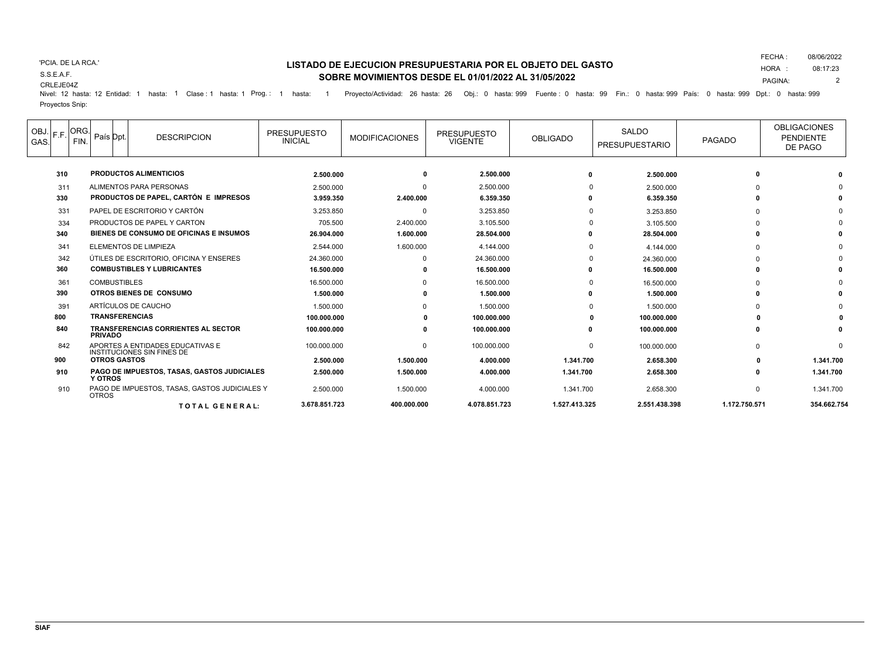'PCIA. DE LA RCA.'

S.S.E.A.F.

CRLEJE04Z

## LISTADO DE EJECUCION PRESUPUESTARIA POR EL OBJETO DEL GASTO
## SOBRE MOVIMIENTOS DESDE EL 01/01/2022 AL 31/05/2022

FECHA : 08/06/2022

HORA : 08:17:23

PAGINA: 2

Nivel: 12 hasta: 12 Entidad: 1 hasta: 1 Clase : 1 hasta: 1 Prog. : 1 hasta: 1 Proyecto/Actividad: 26 hasta: 26 Obj.: 0 hasta: 999 Fuente : 0 hasta: 99 Fin.: 0 hasta: 999 País: 0 hasta: 999 Dpt.: 0 hasta: 999

Proyectos Snip:

| OBJ. GAS. | F.F. | ORG. FIN. | País | Dpt. | DESCRIPCION | PRESUPUESTO INICIAL | MODIFICACIONES | PRESUPUESTO VIGENTE | OBLIGADO | SALDO PRESUPUESTARIO | PAGADO | OBLIGACIONES PENDIENTE DE PAGO |
|---|---|---|---|---|---|---|---|---|---|---|---|---|
| **310** | | | | | **PRODUCTOS ALIMENTICIOS** | **2.500.000** | **0** | **2.500.000** | **0** | **2.500.000** | **0** | **0** |
| 311 | | | | | ALIMENTOS PARA PERSONAS | 2.500.000 | 0 | 2.500.000 | 0 | 2.500.000 | 0 | 0 |
| **330** | | | | | **PRODUCTOS DE PAPEL, CARTÓN E IMPRESOS** | **3.959.350** | **2.400.000** | **6.359.350** | **0** | **6.359.350** | **0** | **0** |
| 331 | | | | | PAPEL DE ESCRITORIO Y CARTÓN | 3.253.850 | 0 | 3.253.850 | 0 | 3.253.850 | 0 | 0 |
| 334 | | | | | PRODUCTOS DE PAPEL Y CARTON | 705.500 | 2.400.000 | 3.105.500 | 0 | 3.105.500 | 0 | 0 |
| **340** | | | | | **BIENES DE CONSUMO DE OFICINAS E INSUMOS** | **26.904.000** | **1.600.000** | **28.504.000** | **0** | **28.504.000** | **0** | **0** |
| 341 | | | | | ELEMENTOS DE LIMPIEZA | 2.544.000 | 1.600.000 | 4.144.000 | 0 | 4.144.000 | 0 | 0 |
| 342 | | | | | ÚTILES DE ESCRITORIO, OFICINA Y ENSERES | 24.360.000 | 0 | 24.360.000 | 0 | 24.360.000 | 0 | 0 |
| **360** | | | | | **COMBUSTIBLES Y LUBRICANTES** | **16.500.000** | **0** | **16.500.000** | **0** | **16.500.000** | **0** | **0** |
| 361 | | | | | COMBUSTIBLES | 16.500.000 | 0 | 16.500.000 | 0 | 16.500.000 | 0 | 0 |
| **390** | | | | | **OTROS BIENES DE CONSUMO** | **1.500.000** | **0** | **1.500.000** | **0** | **1.500.000** | **0** | **0** |
| 391 | | | | | ARTÍCULOS DE CAUCHO | 1.500.000 | 0 | 1.500.000 | 0 | 1.500.000 | 0 | 0 |
| **800** | | | | | **TRANSFERENCIAS** | **100.000.000** | **0** | **100.000.000** | **0** | **100.000.000** | **0** | **0** |
| **840** | | | | | **TRANSFERENCIAS CORRIENTES AL SECTOR PRIVADO** | **100.000.000** | **0** | **100.000.000** | **0** | **100.000.000** | **0** | **0** |
| 842 | | | | | APORTES A ENTIDADES EDUCATIVAS E INSTITUCIONES SIN FINES DE | 100.000.000 | 0 | 100.000.000 | 0 | 100.000.000 | 0 | 0 |
| **900** | | | | | **OTROS GASTOS** | **2.500.000** | **1.500.000** | **4.000.000** | **1.341.700** | **2.658.300** | **0** | **1.341.700** |
| **910** | | | | | **PAGO DE IMPUESTOS, TASAS, GASTOS JUDICIALES Y OTROS** | **2.500.000** | **1.500.000** | **4.000.000** | **1.341.700** | **2.658.300** | **0** | **1.341.700** |
| 910 | | | | | PAGO DE IMPUESTOS, TASAS, GASTOS JUDICIALES Y OTROS | 2.500.000 | 1.500.000 | 4.000.000 | 1.341.700 | 2.658.300 | 0 | 1.341.700 |
| | | | | | **T O T A L G E N E R A L:** | **3.678.851.723** | **400.000.000** | **4.078.851.723** | **1.527.413.325** | **2.551.438.398** | **1.172.750.571** | **354.662.754** |

SIAF